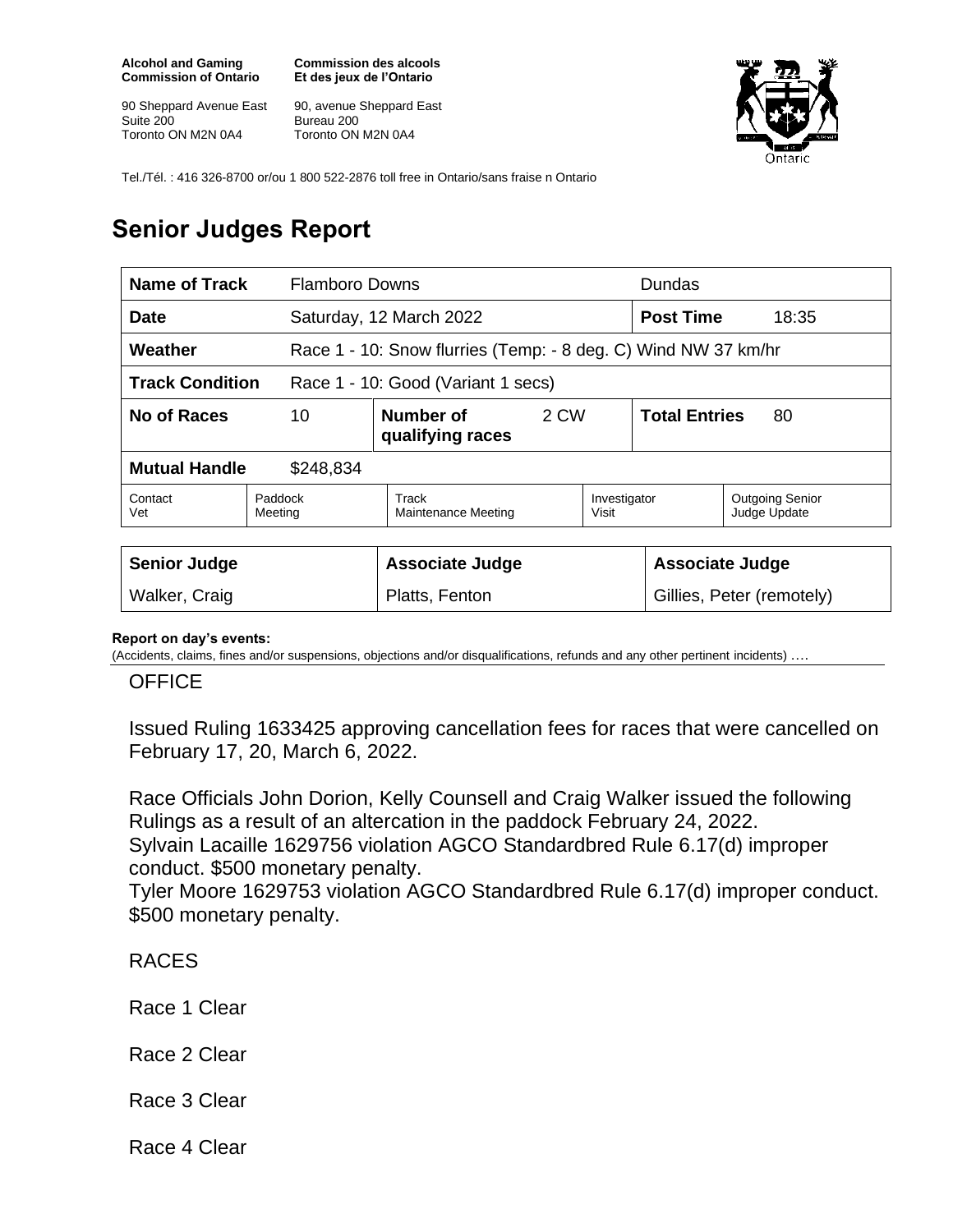**Alcohol and Gaming Commission of Ontario**

90 Sheppard Avenue East
Suite 200
Toronto ON M2N 0A4

**Commission des alcools Et des jeux de l'Ontario**

90, avenue Sheppard East
Bureau 200
Toronto ON M2N 0A4

Tel./Tél. : 416 326-8700 or/ou 1 800 522-2876 toll free in Ontario/sans fraise n Ontario

# Senior Judges Report

| **Name of Track** | Flamboro Downs | | | Dundas | |
|---|---|---|---|---|---|
| **Date** | Saturday, 12 March 2022 | | | **Post Time** | 18:35 |
| **Weather** | Race 1 - 10: Snow flurries (Temp: - 8 deg. C) Wind NW 37 km/hr | | | | |
| **Track Condition** | Race 1 - 10: Good (Variant 1 secs) | | | | |
| **No of Races** | 10 | **Number of qualifying races** | 2 CW | **Total Entries** | 80 |
| **Mutual Handle** | $248,834 | | | | |
| Contact Vet | Paddock Meeting | Track Maintenance Meeting | Investigator Visit | Outgoing Senior Judge Update | |

| Senior Judge | Associate Judge | Associate Judge |
|---|---|---|
| Walker, Craig | Platts, Fenton | Gillies, Peter (remotely) |

**Report on day's events:**
(Accidents, claims, fines and/or suspensions, objections and/or disqualifications, refunds and any other pertinent incidents) ....

OFFICE

Issued Ruling 1633425 approving cancellation fees for races that were cancelled on February 17, 20, March 6, 2022.

Race Officials John Dorion, Kelly Counsell and Craig Walker issued the following Rulings as a result of an altercation in the paddock February 24, 2022.
Sylvain Lacaille 1629756 violation AGCO Standardbred Rule 6.17(d) improper conduct. $500 monetary penalty.
Tyler Moore 1629753 violation AGCO Standardbred Rule 6.17(d) improper conduct. $500 monetary penalty.

RACES

Race 1 Clear

Race 2 Clear

Race 3 Clear

Race 4 Clear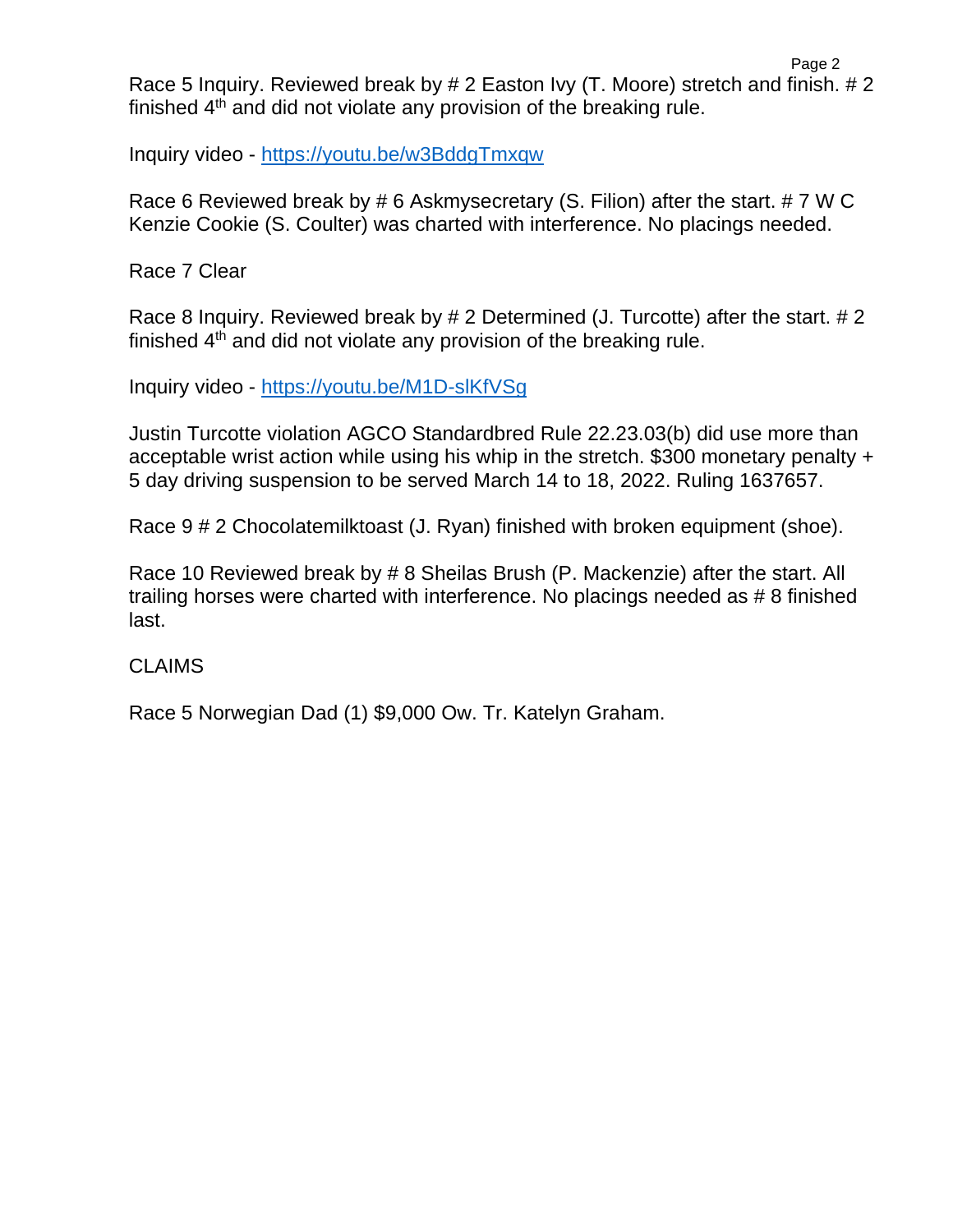Race 5 Inquiry. Reviewed break by # 2 Easton Ivy (T. Moore) stretch and finish. # 2 finished 4th and did not violate any provision of the breaking rule.

Inquiry video - [https://youtu.be/w3BddgTmxqw](https://youtu.be/w3BddgTmxqw)

Race 6 Reviewed break by # 6 Askmysecretary (S. Filion) after the start. # 7 W C Kenzie Cookie (S. Coulter) was charted with interference. No placings needed.

Race 7 Clear

Race 8 Inquiry. Reviewed break by # 2 Determined (J. Turcotte) after the start. # 2 finished 4th and did not violate any provision of the breaking rule.

Inquiry video - [https://youtu.be/M1D-slKfVSg](https://youtu.be/M1D-slKfVSg)

Justin Turcotte violation AGCO Standardbred Rule 22.23.03(b) did use more than acceptable wrist action while using his whip in the stretch. $300 monetary penalty + 5 day driving suspension to be served March 14 to 18, 2022. Ruling 1637657.

Race 9 # 2 Chocolatemilktoast (J. Ryan) finished with broken equipment (shoe).

Race 10 Reviewed break by # 8 Sheilas Brush (P. Mackenzie) after the start. All trailing horses were charted with interference. No placings needed as # 8 finished last.

CLAIMS

Race 5 Norwegian Dad (1) $9,000 Ow. Tr. Katelyn Graham.